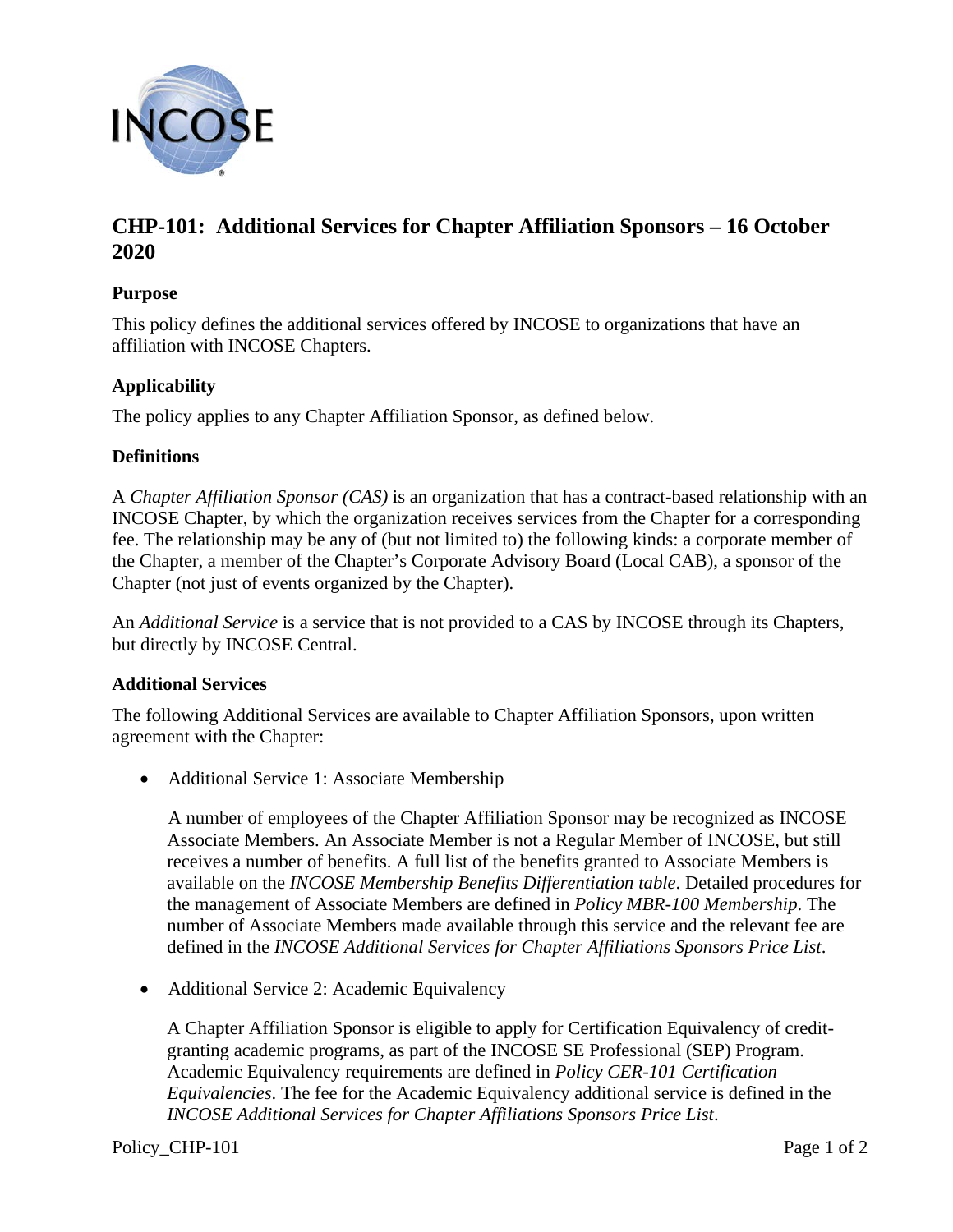# CHP-101: Additional Services for Chapter Affiliation Sponsors – 16 October 2020

## Purpose

This policy defines the additional services offered by INCOSE to organizations that have an affiliation with INCOSE Chapters.

## Applicability

The policy applies to any Chapter Affiliation Sponsor, as defined below.

## Definitions

A *Chapter Affiliation Sponsor (CAS)* is an organization that has a contract-based relationship with an INCOSE Chapter, by which the organization receives services from the Chapter for a corresponding fee. The relationship may be any of (but not limited to) the following kinds: a corporate member of the Chapter, a member of the Chapter's Corporate Advisory Board (Local CAB), a sponsor of the Chapter (not just of events organized by the Chapter).

An *Additional Service* is a service that is not provided to a CAS by INCOSE through its Chapters, but directly by INCOSE Central.

## Additional Services

The following Additional Services are available to Chapter Affiliation Sponsors, upon written agreement with the Chapter:

- Additional Service 1: Associate Membership

  A number of employees of the Chapter Affiliation Sponsor may be recognized as INCOSE Associate Members. An Associate Member is not a Regular Member of INCOSE, but still receives a number of benefits. A full list of the benefits granted to Associate Members is available on the *INCOSE Membership Benefits Differentiation table*. Detailed procedures for the management of Associate Members are defined in *Policy MBR-100 Membership*. The number of Associate Members made available through this service and the relevant fee are defined in the *INCOSE Additional Services for Chapter Affiliations Sponsors Price List*.

- Additional Service 2: Academic Equivalency

  A Chapter Affiliation Sponsor is eligible to apply for Certification Equivalency of credit-granting academic programs, as part of the INCOSE SE Professional (SEP) Program. Academic Equivalency requirements are defined in *Policy CER-101 Certification Equivalencies*. The fee for the Academic Equivalency additional service is defined in the *INCOSE Additional Services for Chapter Affiliations Sponsors Price List*.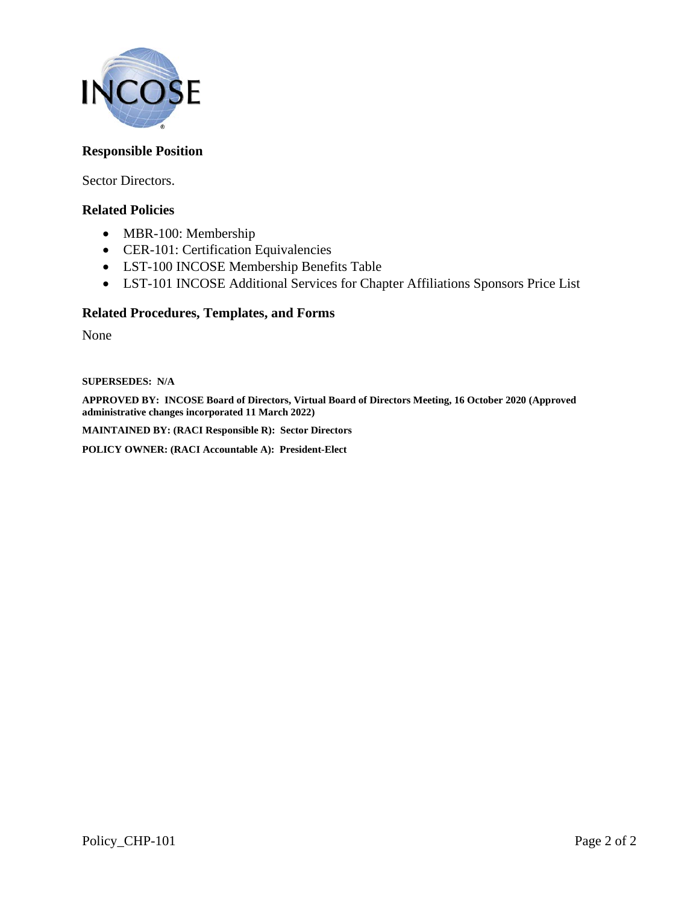## Responsible Position

Sector Directors.

## Related Policies

- MBR-100: Membership
- CER-101: Certification Equivalencies
- LST-100 INCOSE Membership Benefits Table
- LST-101 INCOSE Additional Services for Chapter Affiliations Sponsors Price List

## Related Procedures, Templates, and Forms

None

**SUPERSEDES: N/A**

**APPROVED BY: INCOSE Board of Directors, Virtual Board of Directors Meeting, 16 October 2020 (Approved administrative changes incorporated 11 March 2022)**

**MAINTAINED BY: (RACI Responsible R): Sector Directors**

**POLICY OWNER: (RACI Accountable A): President-Elect**